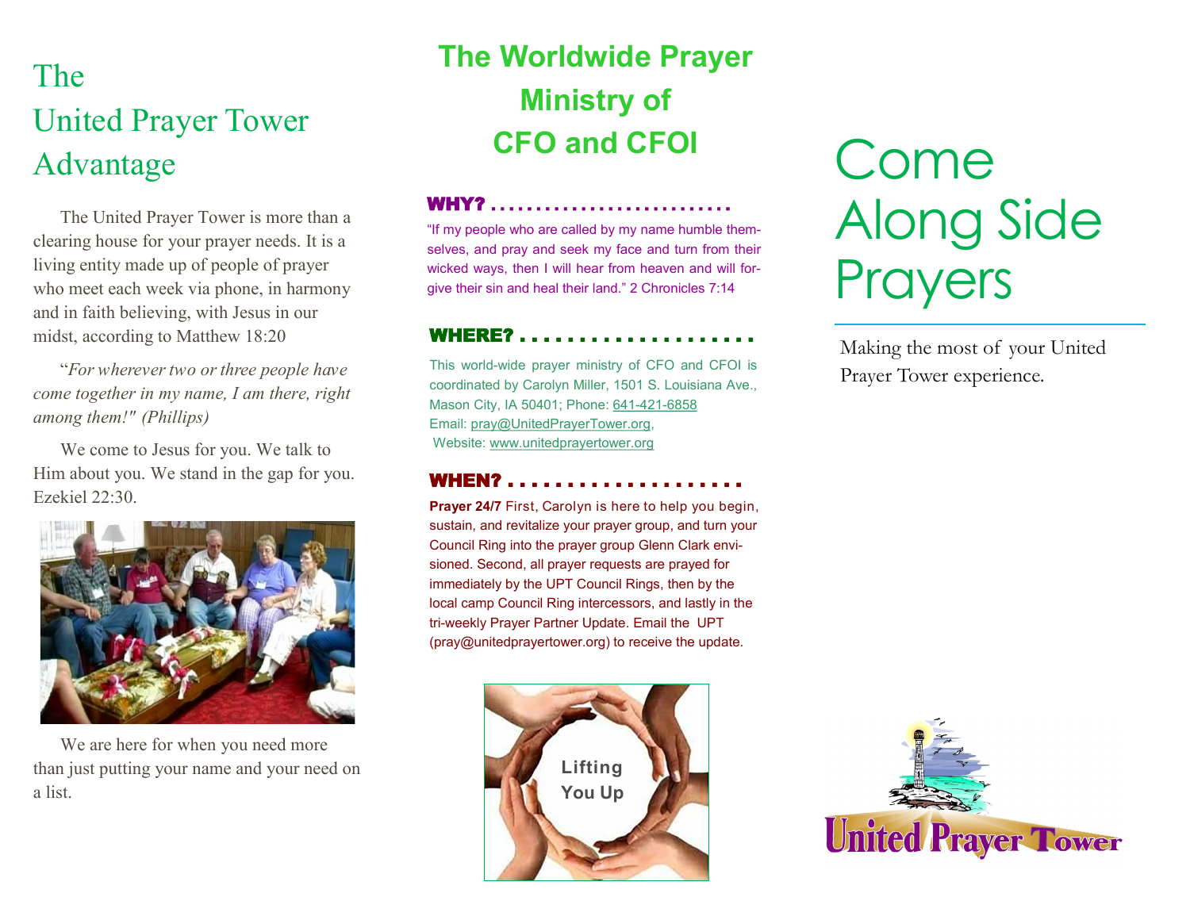# The United Prayer Tower Advantage

The United Prayer Tower is more than a clearing house for your prayer needs. It is a living entity made up of people of prayer who meet each week via phone, in harmony and in faith believing, with Jesus in our midst, according to Matthew 18:20

"*For wherever two or three people have come together in my name, I am there, right among them!" (Phillips)*

We come to Jesus for you. We talk to Him about you. We stand in the gap for you. Ezekiel 22:30.

We are here for when you need more than just putting your name and your need on a list.

# The Worldwide Prayer Ministry of CFO and CFOI

## WHY? . . . . . . . . . . . . . . . . . . . . . . . . . .

"If my people who are called by my name humble themselves, and pray and seek my face and turn from their wicked ways, then I will hear from heaven and will forgive their sin and heal their land." 2 Chronicles 7:14

## WHERE? . . . . . . . . . . . . . . . . . . . .

This world-wide prayer ministry of CFO and CFOI is coordinated by Carolyn Miller, 1501 S. Louisiana Ave., Mason City, IA 50401; Phone: 641-421-6858
Email: pray@UnitedPrayerTower.org,
Website: www.unitedprayertower.org

## WHEN? . . . . . . . . . . . . . . . . . . . . .

**Prayer 24/7** First, Carolyn is here to help you begin, sustain, and revitalize your prayer group, and turn your Council Ring into the prayer group Glenn Clark envisioned. Second, all prayer requests are prayed for immediately by the UPT Council Rings, then by the local camp Council Ring intercessors, and lastly in the tri-weekly Prayer Partner Update. Email the UPT (pray@unitedprayertower.org) to receive the update.

Lifting You Up

# Come Along Side Prayers

Making the most of your United Prayer Tower experience.

United Prayer Tower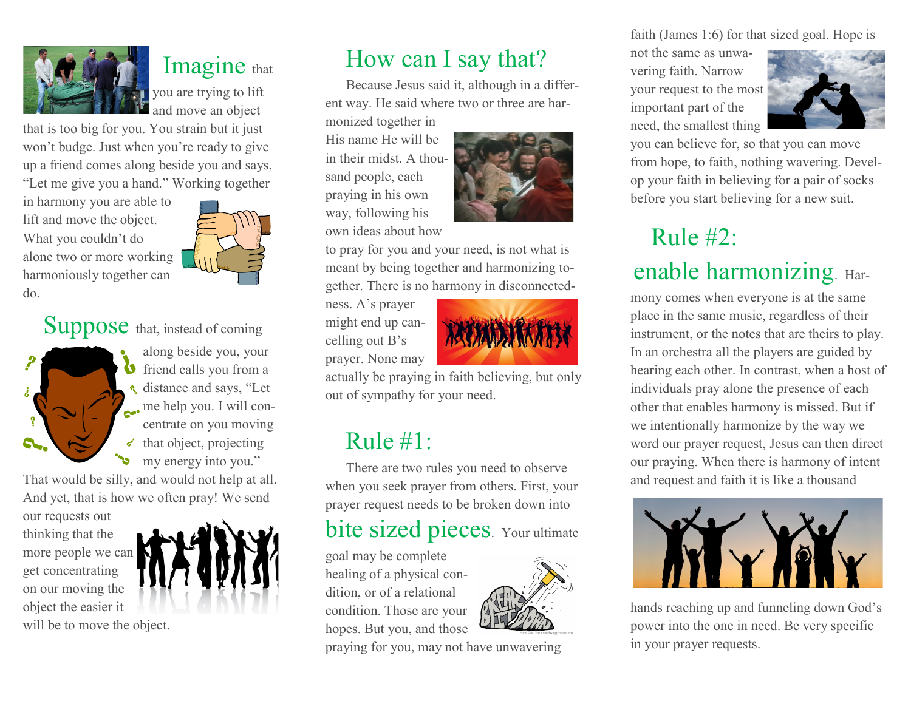**Imagine** that you are trying to lift and move an object that is too big for you. You strain but it just won't budge. Just when you're ready to give up a friend comes along beside you and says, "Let me give you a hand." Working together in harmony you are able to lift and move the object. What you couldn't do alone two or more working harmoniously together can do.

**Suppose** that, instead of coming along beside you, your friend calls you from a distance and says, "Let me help you. I will concentrate on you moving that object, projecting my energy into you." That would be silly, and would not help at all. And yet, that is how we often pray! We send our requests out thinking that the more people we can get concentrating on our moving the object the easier it will be to move the object.

## How can I say that?

Because Jesus said it, although in a different way. He said where two or three are harmonized together in His name He will be in their midst. A thousand people, each praying in his own way, following his own ideas about how to pray for you and your need, is not what is meant by being together and harmonizing together. There is no harmony in disconnectedness. A's prayer might end up cancelling out B's prayer. None may actually be praying in faith believing, but only out of sympathy for your need.

## Rule #1:

There are two rules you need to observe when you seek prayer from others. First, your prayer request needs to be broken down into **bite sized pieces**. Your ultimate goal may be complete healing of a physical condition, or of a relational condition. Those are your hopes. But you, and those praying for you, may not have unwavering faith (James 1:6) for that sized goal. Hope is not the same as unwavering faith. Narrow your request to the most important part of the need, the smallest thing you can believe for, so that you can move from hope, to faith, nothing wavering. Develop your faith in believing for a pair of socks before you start believing for a new suit.

## Rule #2: enable harmonizing.

Harmony comes when everyone is at the same place in the same music, regardless of their instrument, or the notes that are theirs to play. In an orchestra all the players are guided by hearing each other. In contrast, when a host of individuals pray alone the presence of each other that enables harmony is missed. But if we intentionally harmonize by the way we word our prayer request, Jesus can then direct our praying. When there is harmony of intent and request and faith it is like a thousand hands reaching up and funneling down God's power into the one in need. Be very specific in your prayer requests.